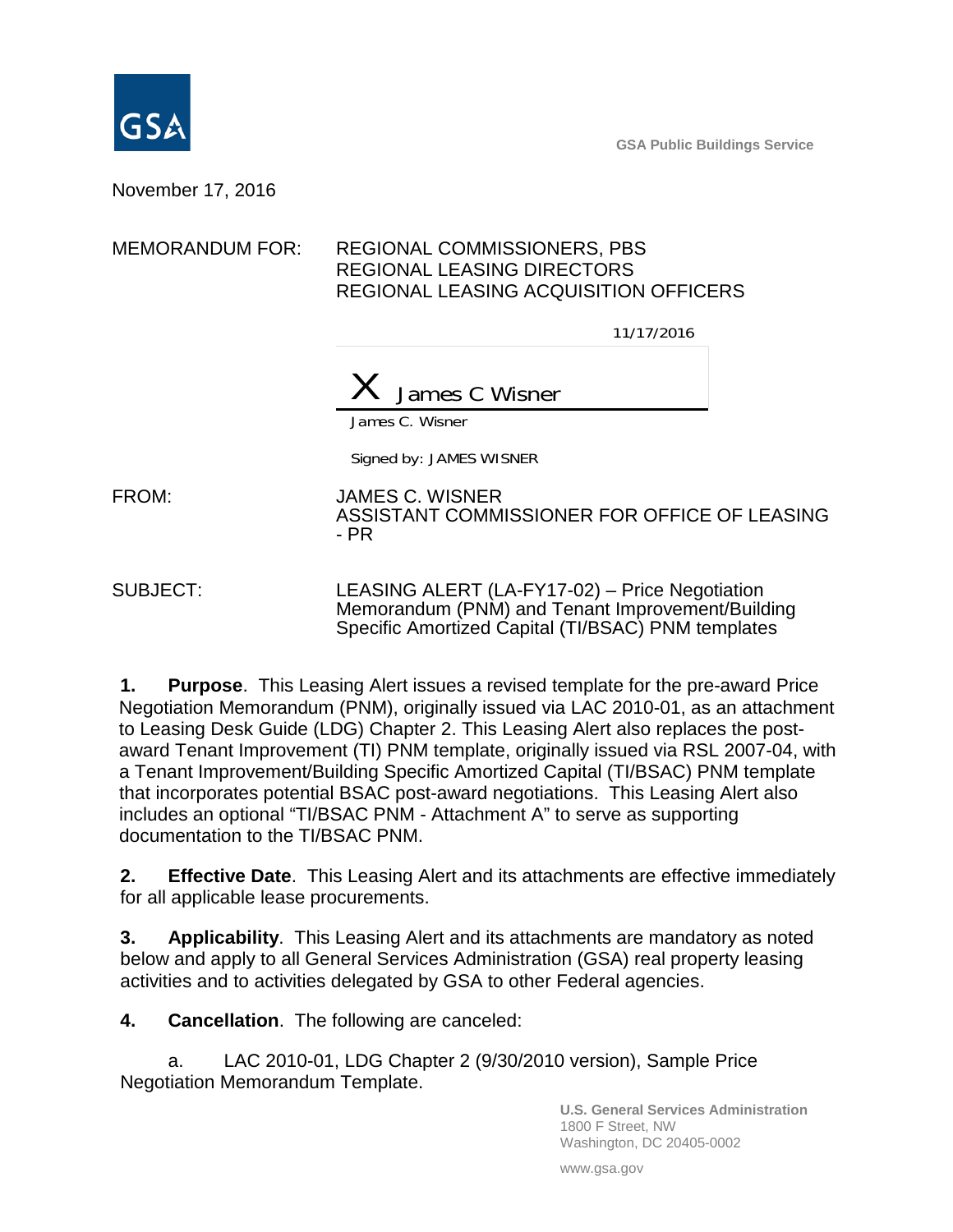GSA Public Buildings Service

November 17, 2016

MEMORANDUM FOR: REGIONAL COMMISSIONERS, PBS
REGIONAL LEASING DIRECTORS
REGIONAL LEASING ACQUISITION OFFICERS

11/17/2016

X James C Wisner

James C. Wisner

Signed by: JAMES WISNER

FROM: JAMES C. WISNER
ASSISTANT COMMISSIONER FOR OFFICE OF LEASING - PR

SUBJECT: LEASING ALERT (LA-FY17-02) – Price Negotiation Memorandum (PNM) and Tenant Improvement/Building Specific Amortized Capital (TI/BSAC) PNM templates

**1. Purpose**. This Leasing Alert issues a revised template for the pre-award Price Negotiation Memorandum (PNM), originally issued via LAC 2010-01, as an attachment to Leasing Desk Guide (LDG) Chapter 2. This Leasing Alert also replaces the post-award Tenant Improvement (TI) PNM template, originally issued via RSL 2007-04, with a Tenant Improvement/Building Specific Amortized Capital (TI/BSAC) PNM template that incorporates potential BSAC post-award negotiations. This Leasing Alert also includes an optional "TI/BSAC PNM - Attachment A" to serve as supporting documentation to the TI/BSAC PNM.

**2. Effective Date**. This Leasing Alert and its attachments are effective immediately for all applicable lease procurements.

**3. Applicability**. This Leasing Alert and its attachments are mandatory as noted below and apply to all General Services Administration (GSA) real property leasing activities and to activities delegated by GSA to other Federal agencies.

**4. Cancellation**. The following are canceled:

a. LAC 2010-01, LDG Chapter 2 (9/30/2010 version), Sample Price Negotiation Memorandum Template.

U.S. General Services Administration
1800 F Street, NW
Washington, DC 20405-0002

www.gsa.gov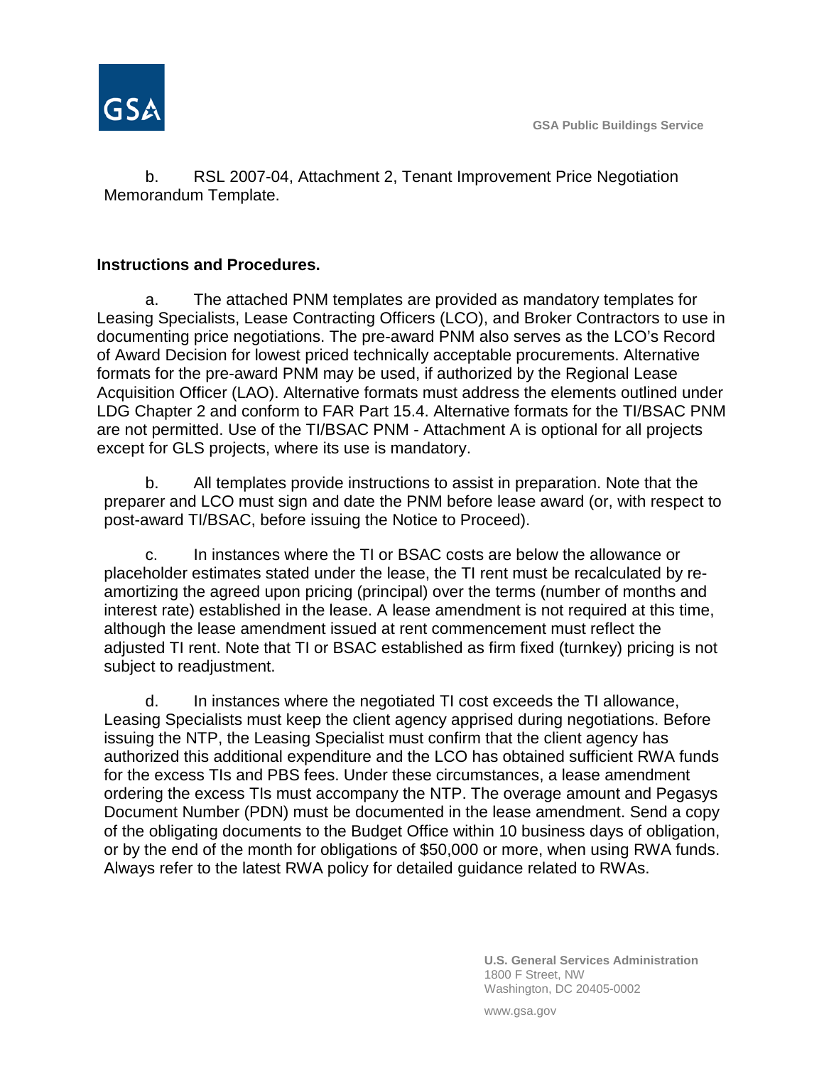b. RSL 2007-04, Attachment 2, Tenant Improvement Price Negotiation Memorandum Template.

**Instructions and Procedures.**

a. The attached PNM templates are provided as mandatory templates for Leasing Specialists, Lease Contracting Officers (LCO), and Broker Contractors to use in documenting price negotiations. The pre-award PNM also serves as the LCO's Record of Award Decision for lowest priced technically acceptable procurements. Alternative formats for the pre-award PNM may be used, if authorized by the Regional Lease Acquisition Officer (LAO). Alternative formats must address the elements outlined under LDG Chapter 2 and conform to FAR Part 15.4. Alternative formats for the TI/BSAC PNM are not permitted. Use of the TI/BSAC PNM - Attachment A is optional for all projects except for GLS projects, where its use is mandatory.

b. All templates provide instructions to assist in preparation. Note that the preparer and LCO must sign and date the PNM before lease award (or, with respect to post-award TI/BSAC, before issuing the Notice to Proceed).

c. In instances where the TI or BSAC costs are below the allowance or placeholder estimates stated under the lease, the TI rent must be recalculated by re-amortizing the agreed upon pricing (principal) over the terms (number of months and interest rate) established in the lease. A lease amendment is not required at this time, although the lease amendment issued at rent commencement must reflect the adjusted TI rent. Note that TI or BSAC established as firm fixed (turnkey) pricing is not subject to readjustment.

d. In instances where the negotiated TI cost exceeds the TI allowance, Leasing Specialists must keep the client agency apprised during negotiations. Before issuing the NTP, the Leasing Specialist must confirm that the client agency has authorized this additional expenditure and the LCO has obtained sufficient RWA funds for the excess TIs and PBS fees. Under these circumstances, a lease amendment ordering the excess TIs must accompany the NTP. The overage amount and Pegasys Document Number (PDN) must be documented in the lease amendment. Send a copy of the obligating documents to the Budget Office within 10 business days of obligation, or by the end of the month for obligations of $50,000 or more, when using RWA funds. Always refer to the latest RWA policy for detailed guidance related to RWAs.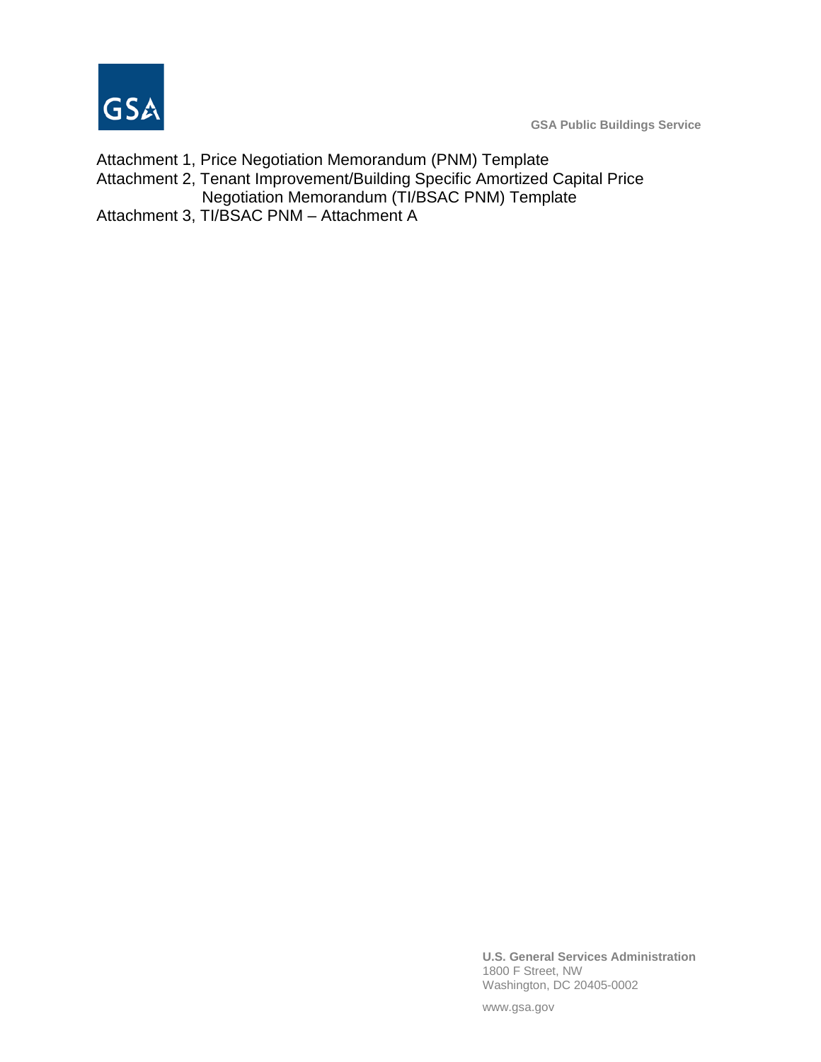Attachment 1, Price Negotiation Memorandum (PNM) Template

Attachment 2, Tenant Improvement/Building Specific Amortized Capital Price Negotiation Memorandum (TI/BSAC PNM) Template

Attachment 3, TI/BSAC PNM – Attachment A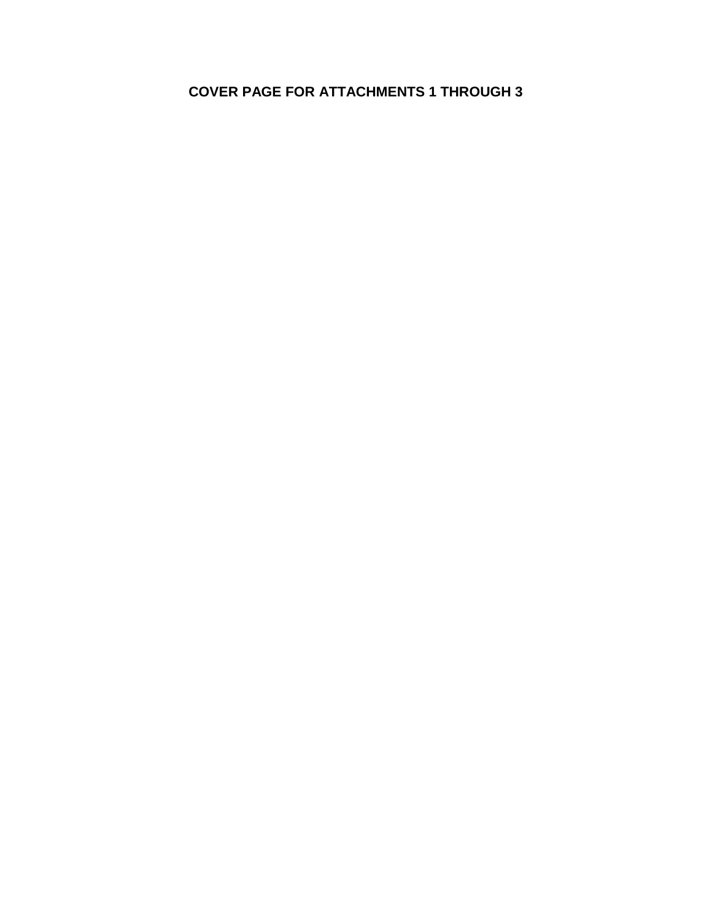**COVER PAGE FOR ATTACHMENTS 1 THROUGH 3**